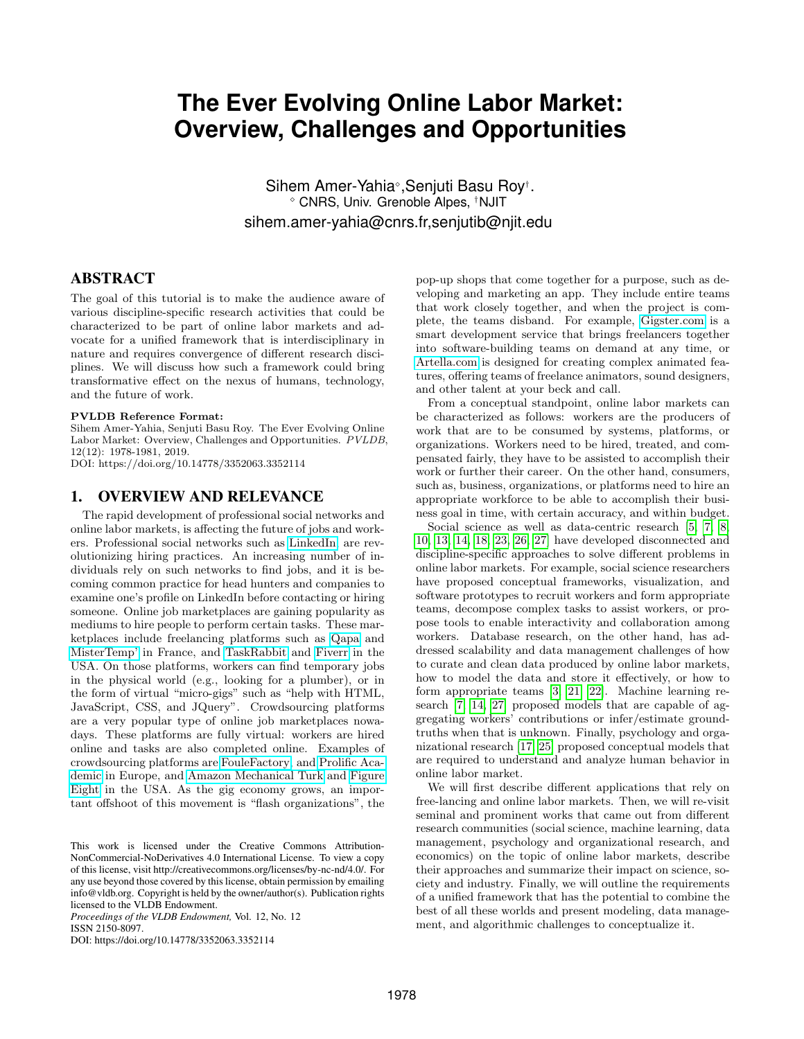# The Ever Evolving Online Labor Market: Overview, Challenges and Opportunities

Sihem Amer-Yahia[◇], Senjuti Basu Roy[†].
[◇] CNRS, Univ. Grenoble Alpes, [†]NJIT
sihem.amer-yahia@cnrs.fr, senjutib@njit.edu

## ABSTRACT

The goal of this tutorial is to make the audience aware of various discipline-specific research activities that could be characterized to be part of online labor markets and advocate for a unified framework that is interdisciplinary in nature and requires convergence of different research disciplines. We will discuss how such a framework could bring transformative effect on the nexus of humans, technology, and the future of work.

**PVLDB Reference Format:**
Sihem Amer-Yahia, Senjuti Basu Roy. The Ever Evolving Online Labor Market: Overview, Challenges and Opportunities. *PVLDB*, 12(12): 1978-1981, 2019.
DOI: https://doi.org/10.14778/3352063.3352114

## 1. OVERVIEW AND RELEVANCE

The rapid development of professional social networks and online labor markets, is affecting the future of jobs and workers. Professional social networks such as LinkedIn are revolutionizing hiring practices. An increasing number of individuals rely on such networks to find jobs, and it is becoming common practice for head hunters and companies to examine one's profile on LinkedIn before contacting or hiring someone. Online job marketplaces are gaining popularity as mediums to hire people to perform certain tasks. These marketplaces include freelancing platforms such as Qapa and MisterTemp' in France, and TaskRabbit and Fiverr in the USA. On those platforms, workers can find temporary jobs in the physical world (e.g., looking for a plumber), or in the form of virtual "micro-gigs" such as "help with HTML, JavaScript, CSS, and JQuery". Crowdsourcing platforms are a very popular type of online job marketplaces nowadays. These platforms are fully virtual: workers are hired online and tasks are also completed online. Examples of crowdsourcing platforms are FouleFactory, and Prolific Academic in Europe, and Amazon Mechanical Turk and Figure Eight in the USA. As the gig economy grows, an important offshoot of this movement is "flash organizations", the pop-up shops that come together for a purpose, such as developing and marketing an app. They include entire teams that work closely together, and when the project is complete, the teams disband. For example, Gigster.com is a smart development service that brings freelancers together into software-building teams on demand at any time, or Artella.com is designed for creating complex animated features, offering teams of freelance animators, sound designers, and other talent at your beck and call.

From a conceptual standpoint, online labor markets can be characterized as follows: workers are the producers of work that are to be consumed by systems, platforms, or organizations. Workers need to be hired, treated, and compensated fairly, they have to be assisted to accomplish their work or further their career. On the other hand, consumers, such as, business, organizations, or platforms need to hire an appropriate workforce to be able to accomplish their business goal in time, with certain accuracy, and within budget.

Social science as well as data-centric research [5, 7, 8, 10, 13, 14, 18, 23, 26, 27] have developed disconnected and discipline-specific approaches to solve different problems in online labor markets. For example, social science researchers have proposed conceptual frameworks, visualization, and software prototypes to recruit workers and form appropriate teams, decompose complex tasks to assist workers, or propose tools to enable interactivity and collaboration among workers. Database research, on the other hand, has addressed scalability and data management challenges of how to curate and clean data produced by online labor markets, how to model the data and store it effectively, or how to form appropriate teams [3, 21, 22]. Machine learning research [7, 14, 27] proposed models that are capable of aggregating workers' contributions or infer/estimate ground-truths when that is unknown. Finally, psychology and organizational research [17, 25] proposed conceptual models that are required to understand and analyze human behavior in online labor market.

We will first describe different applications that rely on free-lancing and online labor markets. Then, we will re-visit seminal and prominent works that came out from different research communities (social science, machine learning, data management, psychology and organizational research, and economics) on the topic of online labor markets, describe their approaches and summarize their impact on science, society and industry. Finally, we will outline the requirements of a unified framework that has the potential to combine the best of all these worlds and present modeling, data management, and algorithmic challenges to conceptualize it.

This work is licensed under the Creative Commons Attribution-NonCommercial-NoDerivatives 4.0 International License. To view a copy of this license, visit http://creativecommons.org/licenses/by-nc-nd/4.0/. For any use beyond those covered by this license, obtain permission by emailing info@vldb.org. Copyright is held by the owner/author(s). Publication rights licensed to the VLDB Endowment.
*Proceedings of the VLDB Endowment,* Vol. 12, No. 12
ISSN 2150-8097.
DOI: https://doi.org/10.14778/3352063.3352114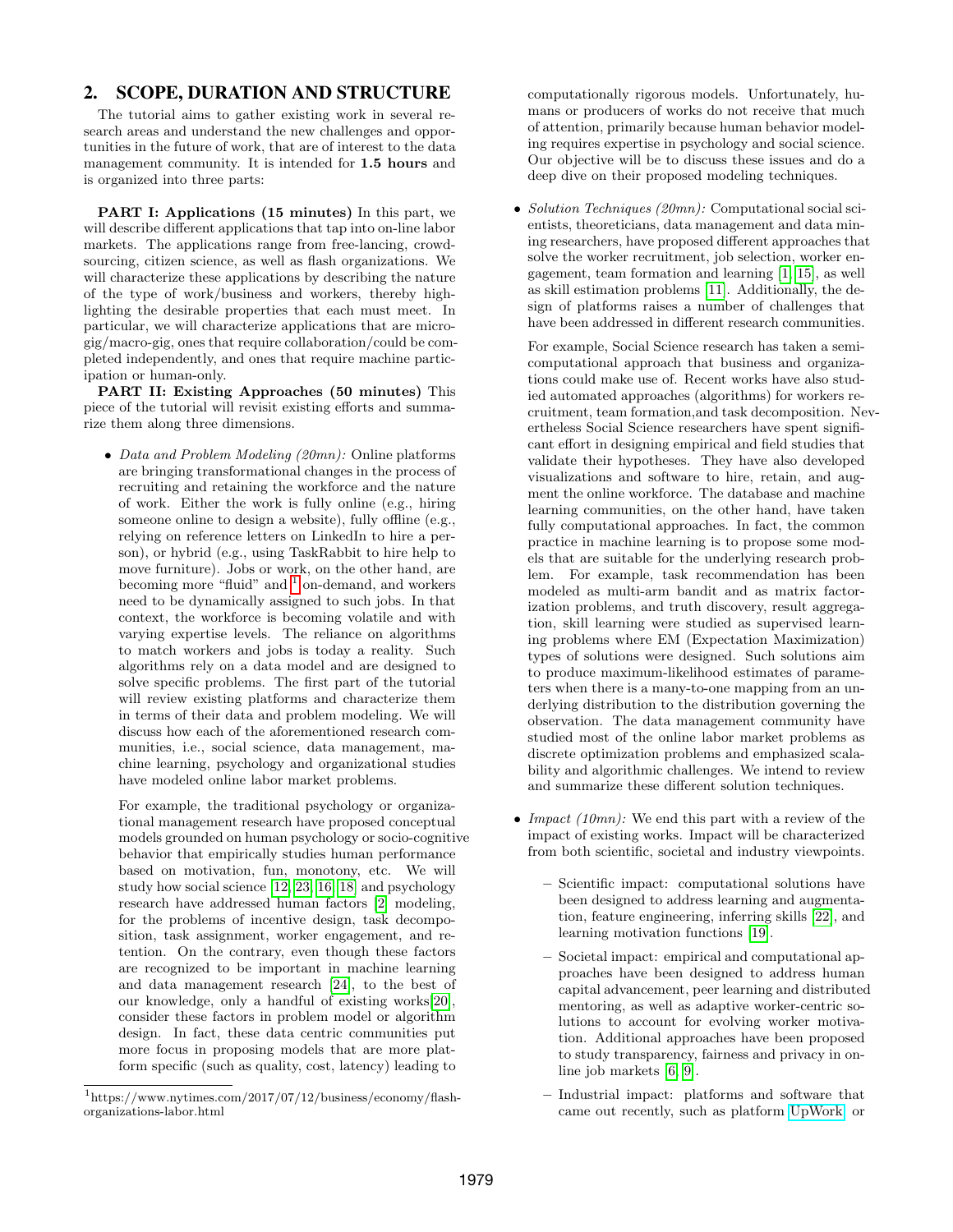## 2. SCOPE, DURATION AND STRUCTURE

The tutorial aims to gather existing work in several research areas and understand the new challenges and opportunities in the future of work, that are of interest to the data management community. It is intended for **1.5 hours** and is organized into three parts:

**PART I: Applications (15 minutes)** In this part, we will describe different applications that tap into on-line labor markets. The applications range from free-lancing, crowdsourcing, citizen science, as well as flash organizations. We will characterize these applications by describing the nature of the type of work/business and workers, thereby highlighting the desirable properties that each must meet. In particular, we will characterize applications that are micro-gig/macro-gig, ones that require collaboration/could be completed independently, and ones that require machine participation or human-only.

**PART II: Existing Approaches (50 minutes)** This piece of the tutorial will revisit existing efforts and summarize them along three dimensions.

- *Data and Problem Modeling (20mn):* Online platforms are bringing transformational changes in the process of recruiting and retaining the workforce and the nature of work. Either the work is fully online (e.g., hiring someone online to design a website), fully offline (e.g., relying on reference letters on LinkedIn to hire a person), or hybrid (e.g., using TaskRabbit to hire help to move furniture). Jobs or work, on the other hand, are becoming more "fluid" and [1] on-demand, and workers need to be dynamically assigned to such jobs. In that context, the workforce is becoming volatile and with varying expertise levels. The reliance on algorithms to match workers and jobs is today a reality. Such algorithms rely on a data model and are designed to solve specific problems. The first part of the tutorial will review existing platforms and characterize them in terms of their data and problem modeling. We will discuss how each of the aforementioned research communities, i.e., social science, data management, machine learning, psychology and organizational studies have modeled online labor market problems.

  For example, the traditional psychology or organizational management research have proposed conceptual models grounded on human psychology or socio-cognitive behavior that empirically studies human performance based on motivation, fun, monotony, etc. We will study how social science [12, 23, 16, 18] and psychology research have addressed human factors [2] modeling, for the problems of incentive design, task decomposition, task assignment, worker engagement, and retention. On the contrary, even though these factors are recognized to be important in machine learning and data management research [24], to the best of our knowledge, only a handful of existing works[20], consider these factors in problem model or algorithm design. In fact, these data centric communities put more focus in proposing models that are more platform specific (such as quality, cost, latency) leading to computationally rigorous models. Unfortunately, humans or producers of works do not receive that much of attention, primarily because human behavior modeling requires expertise in psychology and social science. Our objective will be to discuss these issues and do a deep dive on their proposed modeling techniques.

- *Solution Techniques (20mn):* Computational social scientists, theoreticians, data management and data mining researchers, have proposed different approaches that solve the worker recruitment, job selection, worker engagement, team formation and learning [1, 15], as well as skill estimation problems [11]. Additionally, the design of platforms raises a number of challenges that have been addressed in different research communities.

  For example, Social Science research has taken a semi-computational approach that business and organizations could make use of. Recent works have also studied automated approaches (algorithms) for workers recruitment, team formation,and task decomposition. Nevertheless Social Science researchers have spent significant effort in designing empirical and field studies that validate their hypotheses. They have also developed visualizations and software to hire, retain, and augment the online workforce. The database and machine learning communities, on the other hand, have taken fully computational approaches. In fact, the common practice in machine learning is to propose some models that are suitable for the underlying research problem. For example, task recommendation has been modeled as multi-arm bandit and as matrix factorization problems, and truth discovery, result aggregation, skill learning were studied as supervised learning problems where EM (Expectation Maximization) types of solutions were designed. Such solutions aim to produce maximum-likelihood estimates of parameters when there is a many-to-one mapping from an underlying distribution to the distribution governing the observation. The data management community have studied most of the online labor market problems as discrete optimization problems and emphasized scalability and algorithmic challenges. We intend to review and summarize these different solution techniques.

- *Impact (10mn):* We end this part with a review of the impact of existing works. Impact will be characterized from both scientific, societal and industry viewpoints.
  - Scientific impact: computational solutions have been designed to address learning and augmentation, feature engineering, inferring skills [22], and learning motivation functions [19].
  - Societal impact: empirical and computational approaches have been designed to address human capital advancement, peer learning and distributed mentoring, as well as adaptive worker-centric solutions to account for evolving worker motivation. Additional approaches have been proposed to study transparency, fairness and privacy in online job markets [6, 9].
  - Industrial impact: platforms and software that came out recently, such as platform UpWork or

[1] https://www.nytimes.com/2017/07/12/business/economy/flash-organizations-labor.html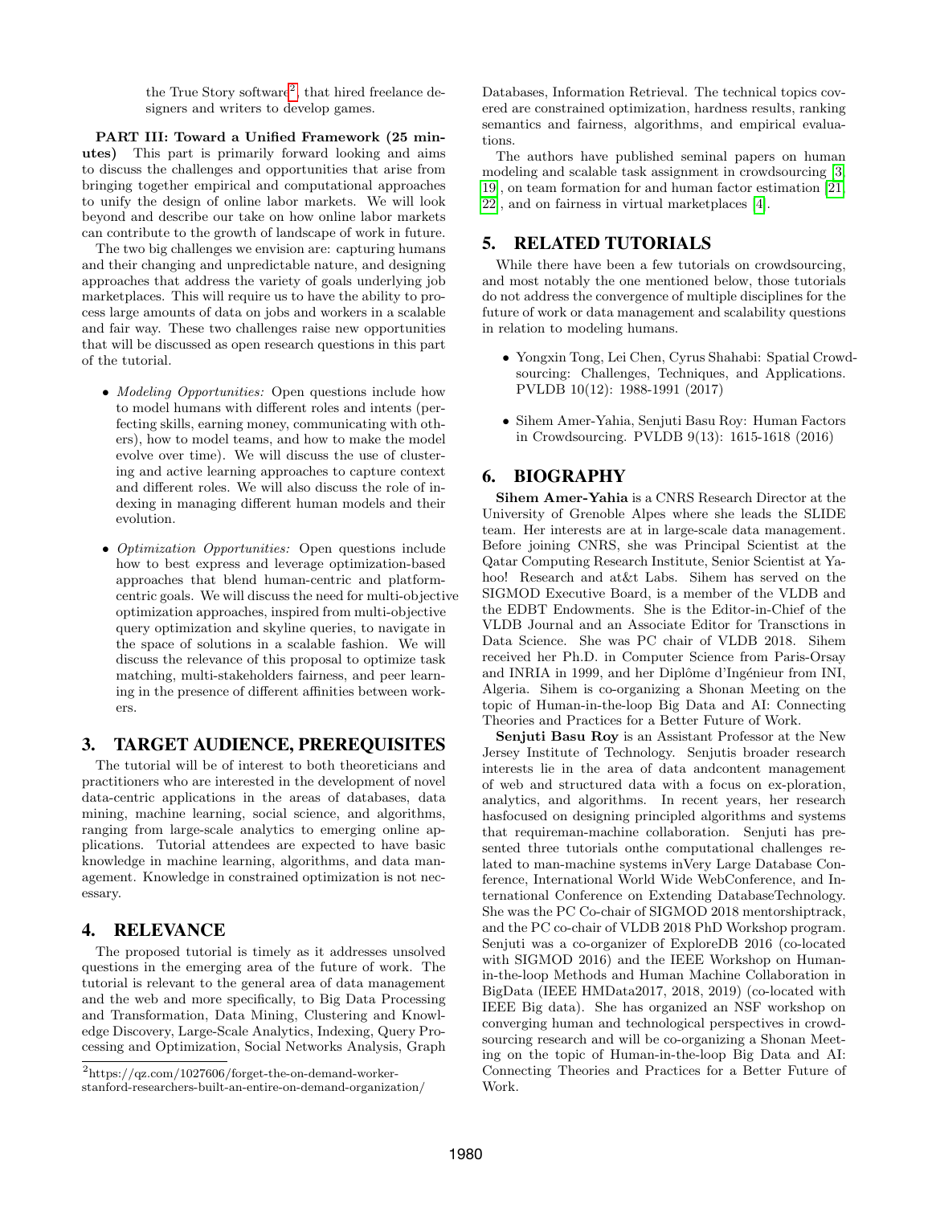the True Story software[2], that hired freelance designers and writers to develop games.

**PART III: Toward a Unified Framework (25 minutes)** This part is primarily forward looking and aims to discuss the challenges and opportunities that arise from bringing together empirical and computational approaches to unify the design of online labor markets. We will look beyond and describe our take on how online labor markets can contribute to the growth of landscape of work in future.

The two big challenges we envision are: capturing humans and their changing and unpredictable nature, and designing approaches that address the variety of goals underlying job marketplaces. This will require us to have the ability to process large amounts of data on jobs and workers in a scalable and fair way. These two challenges raise new opportunities that will be discussed as open research questions in this part of the tutorial.

- *Modeling Opportunities:* Open questions include how to model humans with different roles and intents (perfecting skills, earning money, communicating with others), how to model teams, and how to make the model evolve over time). We will discuss the use of clustering and active learning approaches to capture context and different roles. We will also discuss the role of indexing in managing different human models and their evolution.

- *Optimization Opportunities:* Open questions include how to best express and leverage optimization-based approaches that blend human-centric and platform-centric goals. We will discuss the need for multi-objective optimization approaches, inspired from multi-objective query optimization and skyline queries, to navigate in the space of solutions in a scalable fashion. We will discuss the relevance of this proposal to optimize task matching, multi-stakeholders fairness, and peer learning in the presence of different affinities between workers.

## 3. TARGET AUDIENCE, PREREQUISITES

The tutorial will be of interest to both theoreticians and practitioners who are interested in the development of novel data-centric applications in the areas of databases, data mining, machine learning, social science, and algorithms, ranging from large-scale analytics to emerging online applications. Tutorial attendees are expected to have basic knowledge in machine learning, algorithms, and data management. Knowledge in constrained optimization is not necessary.

## 4. RELEVANCE

The proposed tutorial is timely as it addresses unsolved questions in the emerging area of the future of work. The tutorial is relevant to the general area of data management and the web and more specifically, to Big Data Processing and Transformation, Data Mining, Clustering and Knowledge Discovery, Large-Scale Analytics, Indexing, Query Processing and Optimization, Social Networks Analysis, Graph Databases, Information Retrieval. The technical topics covered are constrained optimization, hardness results, ranking semantics and fairness, algorithms, and empirical evaluations.

The authors have published seminal papers on human modeling and scalable task assignment in crowdsourcing [3, 19], on team formation for and human factor estimation [21, 22], and on fairness in virtual marketplaces [4].

## 5. RELATED TUTORIALS

While there have been a few tutorials on crowdsourcing, and most notably the one mentioned below, those tutorials do not address the convergence of multiple disciplines for the future of work or data management and scalability questions in relation to modeling humans.

- Yongxin Tong, Lei Chen, Cyrus Shahabi: Spatial Crowdsourcing: Challenges, Techniques, and Applications. PVLDB 10(12): 1988-1991 (2017)

- Sihem Amer-Yahia, Senjuti Basu Roy: Human Factors in Crowdsourcing. PVLDB 9(13): 1615-1618 (2016)

## 6. BIOGRAPHY

**Sihem Amer-Yahia** is a CNRS Research Director at the University of Grenoble Alpes where she leads the SLIDE team. Her interests are at in large-scale data management. Before joining CNRS, she was Principal Scientist at the Qatar Computing Research Institute, Senior Scientist at Yahoo! Research and at&t Labs. Sihem has served on the SIGMOD Executive Board, is a member of the VLDB and the EDBT Endowments. She is the Editor-in-Chief of the VLDB Journal and an Associate Editor for Transctions in Data Science. She was PC chair of VLDB 2018. Sihem received her Ph.D. in Computer Science from Paris-Orsay and INRIA in 1999, and her Diplôme d'Ingénieur from INI, Algeria. Sihem is co-organizing a Shonan Meeting on the topic of Human-in-the-loop Big Data and AI: Connecting Theories and Practices for a Better Future of Work.

**Senjuti Basu Roy** is an Assistant Professor at the New Jersey Institute of Technology. Senjutis broader research interests lie in the area of data andcontent management of web and structured data with a focus on ex-ploration, analytics, and algorithms. In recent years, her research hasfocused on designing principled algorithms and systems that requireman-machine collaboration. Senjuti has presented three tutorials onthe computational challenges related to man-machine systems inVery Large Database Conference, International World Wide WebConference, and International Conference on Extending DatabaseTechnology. She was the PC Co-chair of SIGMOD 2018 mentorshiptrack, and the PC co-chair of VLDB 2018 PhD Workshop program. Senjuti was a co-organizer of ExploreDB 2016 (co-located with SIGMOD 2016) and the IEEE Workshop on Human-in-the-loop Methods and Human Machine Collaboration in BigData (IEEE HMData2017, 2018, 2019) (co-located with IEEE Big data). She has organized an NSF workshop on converging human and technological perspectives in crowdsourcing research and will be co-organizing a Shonan Meeting on the topic of Human-in-the-loop Big Data and AI: Connecting Theories and Practices for a Better Future of Work.

[2] https://qz.com/1027606/forget-the-on-demand-worker-stanford-researchers-built-an-entire-on-demand-organization/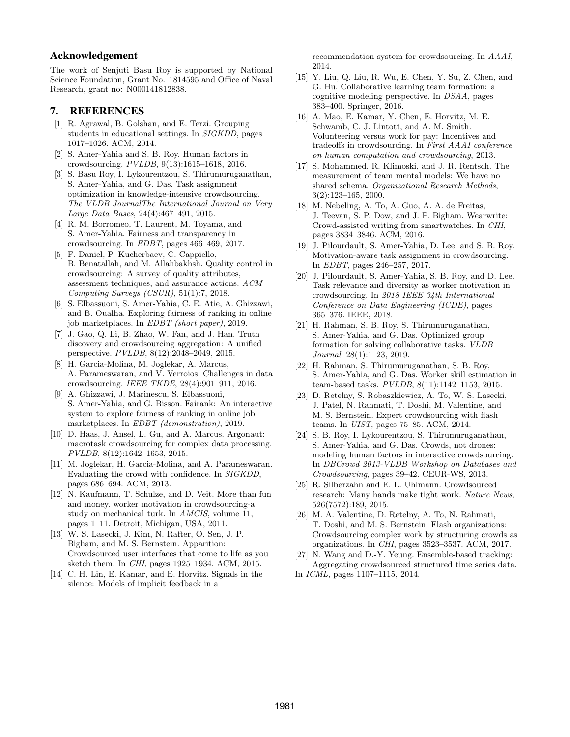## Acknowledgement

The work of Senjuti Basu Roy is supported by National Science Foundation, Grant No. 1814595 and Office of Naval Research, grant no: N000141812838.

## 7. REFERENCES

[1] R. Agrawal, B. Golshan, and E. Terzi. Grouping students in educational settings. In *SIGKDD*, pages 1017–1026. ACM, 2014.

[2] S. Amer-Yahia and S. B. Roy. Human factors in crowdsourcing. *PVLDB*, 9(13):1615–1618, 2016.

[3] S. Basu Roy, I. Lykourentzou, S. Thirumuruganathan, S. Amer-Yahia, and G. Das. Task assignment optimization in knowledge-intensive crowdsourcing. *The VLDB JournalThe International Journal on Very Large Data Bases*, 24(4):467–491, 2015.

[4] R. M. Borromeo, T. Laurent, M. Toyama, and S. Amer-Yahia. Fairness and transparency in crowdsourcing. In *EDBT*, pages 466–469, 2017.

[5] F. Daniel, P. Kucherbaev, C. Cappiello, B. Benatallah, and M. Allahbakhsh. Quality control in crowdsourcing: A survey of quality attributes, assessment techniques, and assurance actions. *ACM Computing Surveys (CSUR)*, 51(1):7, 2018.

[6] S. Elbassuoni, S. Amer-Yahia, C. E. Atie, A. Ghizzawi, and B. Oualha. Exploring fairness of ranking in online job marketplaces. In *EDBT (short paper)*, 2019.

[7] J. Gao, Q. Li, B. Zhao, W. Fan, and J. Han. Truth discovery and crowdsourcing aggregation: A unified perspective. *PVLDB*, 8(12):2048–2049, 2015.

[8] H. Garcia-Molina, M. Joglekar, A. Marcus, A. Parameswaran, and V. Verroios. Challenges in data crowdsourcing. *IEEE TKDE*, 28(4):901–911, 2016.

[9] A. Ghizzawi, J. Marinescu, S. Elbassuoni, S. Amer-Yahia, and G. Bisson. Fairank: An interactive system to explore fairness of ranking in online job marketplaces. In *EDBT (demonstration)*, 2019.

[10] D. Haas, J. Ansel, L. Gu, and A. Marcus. Argonaut: macrotask crowdsourcing for complex data processing. *PVLDB*, 8(12):1642–1653, 2015.

[11] M. Joglekar, H. Garcia-Molina, and A. Parameswaran. Evaluating the crowd with confidence. In *SIGKDD*, pages 686–694. ACM, 2013.

[12] N. Kaufmann, T. Schulze, and D. Veit. More than fun and money. worker motivation in crowdsourcing-a study on mechanical turk. In *AMCIS*, volume 11, pages 1–11. Detroit, Michigan, USA, 2011.

[13] W. S. Lasecki, J. Kim, N. Rafter, O. Sen, J. P. Bigham, and M. S. Bernstein. Apparition: Crowdsourced user interfaces that come to life as you sketch them. In *CHI*, pages 1925–1934. ACM, 2015.

[14] C. H. Lin, E. Kamar, and E. Horvitz. Signals in the silence: Models of implicit feedback in a recommendation system for crowdsourcing. In *AAAI*, 2014.

[15] Y. Liu, Q. Liu, R. Wu, E. Chen, Y. Su, Z. Chen, and G. Hu. Collaborative learning team formation: a cognitive modeling perspective. In *DSAA*, pages 383–400. Springer, 2016.

[16] A. Mao, E. Kamar, Y. Chen, E. Horvitz, M. E. Schwamb, C. J. Lintott, and A. M. Smith. Volunteering versus work for pay: Incentives and tradeoffs in crowdsourcing. In *First AAAI conference on human computation and crowdsourcing*, 2013.

[17] S. Mohammed, R. Klimoski, and J. R. Rentsch. The measurement of team mental models: We have no shared schema. *Organizational Research Methods*, 3(2):123–165, 2000.

[18] M. Nebeling, A. To, A. Guo, A. A. de Freitas, J. Teevan, S. P. Dow, and J. P. Bigham. Wearwrite: Crowd-assisted writing from smartwatches. In *CHI*, pages 3834–3846. ACM, 2016.

[19] J. Pilourdault, S. Amer-Yahia, D. Lee, and S. B. Roy. Motivation-aware task assignment in crowdsourcing. In *EDBT*, pages 246–257, 2017.

[20] J. Pilourdault, S. Amer-Yahia, S. B. Roy, and D. Lee. Task relevance and diversity as worker motivation in crowdsourcing. In *2018 IEEE 34th International Conference on Data Engineering (ICDE)*, pages 365–376. IEEE, 2018.

[21] H. Rahman, S. B. Roy, S. Thirumuruganathan, S. Amer-Yahia, and G. Das. Optimized group formation for solving collaborative tasks. *VLDB Journal*, 28(1):1–23, 2019.

[22] H. Rahman, S. Thirumuruganathan, S. B. Roy, S. Amer-Yahia, and G. Das. Worker skill estimation in team-based tasks. *PVLDB*, 8(11):1142–1153, 2015.

[23] D. Retelny, S. Robaszkiewicz, A. To, W. S. Lasecki, J. Patel, N. Rahmati, T. Doshi, M. Valentine, and M. S. Bernstein. Expert crowdsourcing with flash teams. In *UIST*, pages 75–85. ACM, 2014.

[24] S. B. Roy, I. Lykourentzou, S. Thirumuruganathan, S. Amer-Yahia, and G. Das. Crowds, not drones: modeling human factors in interactive crowdsourcing. In *DBCrowd 2013-VLDB Workshop on Databases and Crowdsourcing*, pages 39–42. CEUR-WS, 2013.

[25] R. Silberzahn and E. L. Uhlmann. Crowdsourced research: Many hands make tight work. *Nature News*, 526(7572):189, 2015.

[26] M. A. Valentine, D. Retelny, A. To, N. Rahmati, T. Doshi, and M. S. Bernstein. Flash organizations: Crowdsourcing complex work by structuring crowds as organizations. In *CHI*, pages 3523–3537. ACM, 2017.

[27] N. Wang and D.-Y. Yeung. Ensemble-based tracking: Aggregating crowdsourced structured time series data. In *ICML*, pages 1107–1115, 2014.